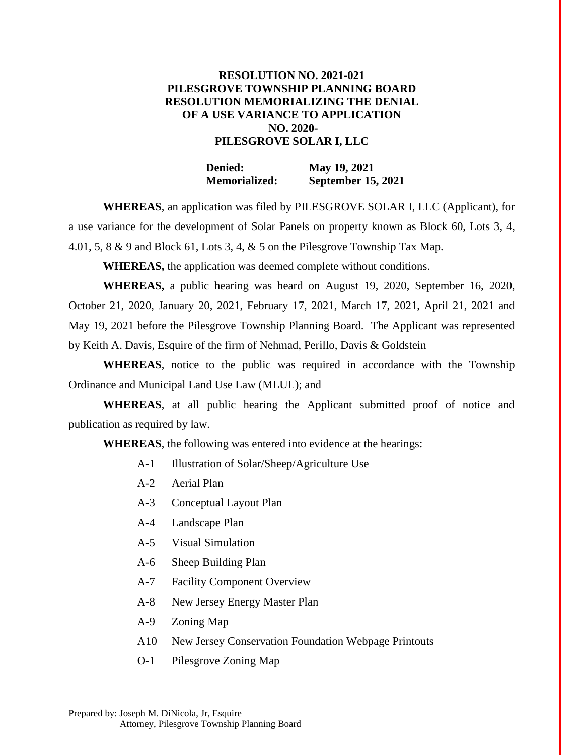**RESOLUTION NO. 2021-021**
**PILESGROVE TOWNSHIP PLANNING BOARD**
**RESOLUTION MEMORIALIZING THE DENIAL**
**OF A USE VARIANCE TO APPLICATION**
**NO. 2020-**
**PILESGROVE SOLAR I, LLC**

| | |
|---|---|
| **Denied:** | **May 19, 2021** |
| **Memorialized:** | **September 15, 2021** |

**WHEREAS**, an application was filed by PILESGROVE SOLAR I, LLC (Applicant), for a use variance for the development of Solar Panels on property known as Block 60, Lots 3, 4, 4.01, 5, 8 & 9 and Block 61, Lots 3, 4, & 5 on the Pilesgrove Township Tax Map.

**WHEREAS,** the application was deemed complete without conditions.

**WHEREAS,** a public hearing was heard on August 19, 2020, September 16, 2020, October 21, 2020, January 20, 2021, February 17, 2021, March 17, 2021, April 21, 2021 and May 19, 2021 before the Pilesgrove Township Planning Board. The Applicant was represented by Keith A. Davis, Esquire of the firm of Nehmad, Perillo, Davis & Goldstein

**WHEREAS**, notice to the public was required in accordance with the Township Ordinance and Municipal Land Use Law (MLUL); and

**WHEREAS**, at all public hearing the Applicant submitted proof of notice and publication as required by law.

**WHEREAS**, the following was entered into evidence at the hearings:

- A-1 Illustration of Solar/Sheep/Agriculture Use
- A-2 Aerial Plan
- A-3 Conceptual Layout Plan
- A-4 Landscape Plan
- A-5 Visual Simulation
- A-6 Sheep Building Plan
- A-7 Facility Component Overview
- A-8 New Jersey Energy Master Plan
- A-9 Zoning Map
- A10 New Jersey Conservation Foundation Webpage Printouts
- O-1 Pilesgrove Zoning Map

Prepared by: Joseph M. DiNicola, Jr, Esquire
Attorney, Pilesgrove Township Planning Board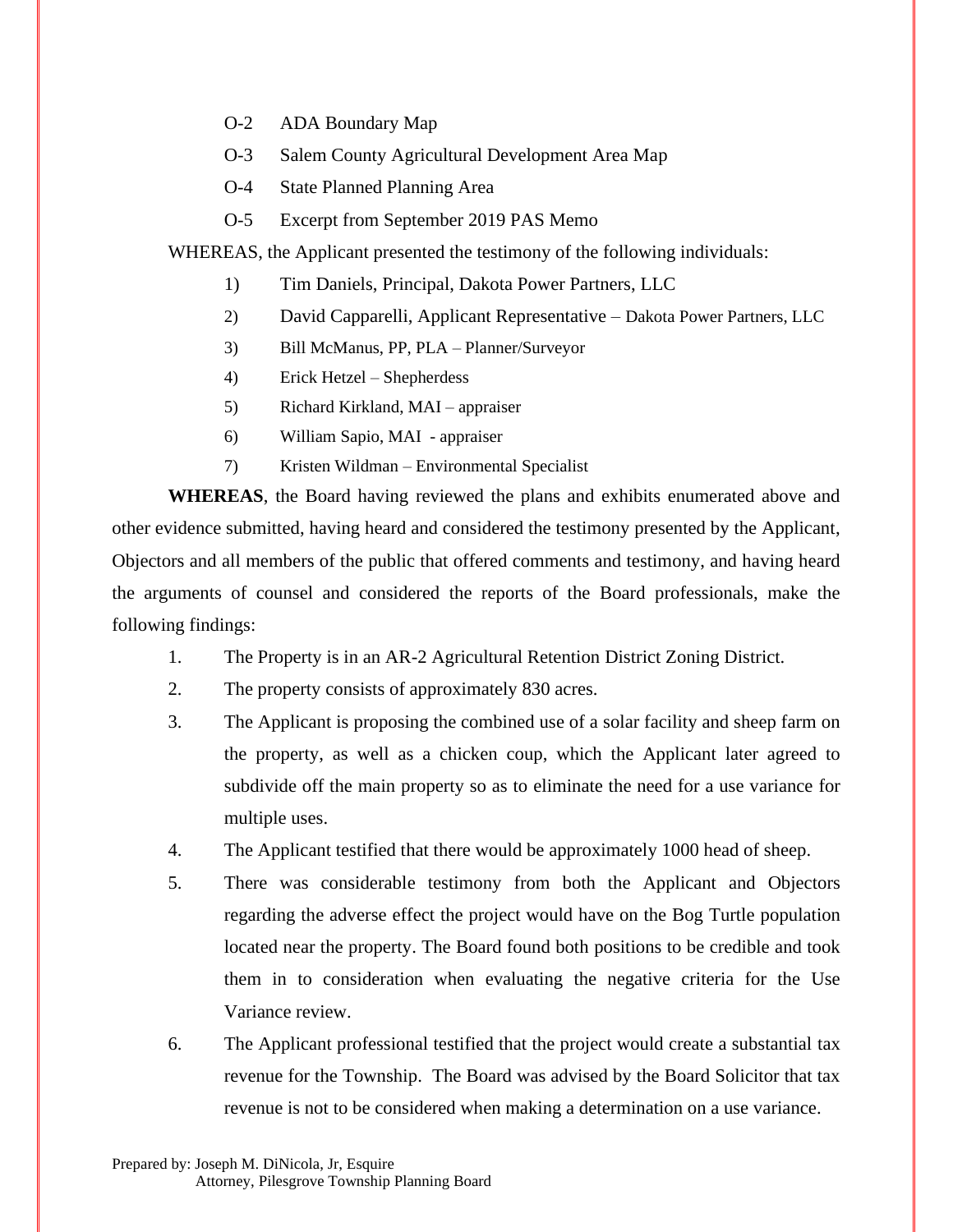O-2 ADA Boundary Map

O-3 Salem County Agricultural Development Area Map

O-4 State Planned Planning Area

O-5 Excerpt from September 2019 PAS Memo

WHEREAS, the Applicant presented the testimony of the following individuals:

1) Tim Daniels, Principal, Dakota Power Partners, LLC
2) David Capparelli, Applicant Representative – Dakota Power Partners, LLC
3) Bill McManus, PP, PLA – Planner/Surveyor
4) Erick Hetzel – Shepherdess
5) Richard Kirkland, MAI – appraiser
6) William Sapio, MAI - appraiser
7) Kristen Wildman – Environmental Specialist

**WHEREAS**, the Board having reviewed the plans and exhibits enumerated above and other evidence submitted, having heard and considered the testimony presented by the Applicant, Objectors and all members of the public that offered comments and testimony, and having heard the arguments of counsel and considered the reports of the Board professionals, make the following findings:

1. The Property is in an AR-2 Agricultural Retention District Zoning District.
2. The property consists of approximately 830 acres.
3. The Applicant is proposing the combined use of a solar facility and sheep farm on the property, as well as a chicken coup, which the Applicant later agreed to subdivide off the main property so as to eliminate the need for a use variance for multiple uses.
4. The Applicant testified that there would be approximately 1000 head of sheep.
5. There was considerable testimony from both the Applicant and Objectors regarding the adverse effect the project would have on the Bog Turtle population located near the property. The Board found both positions to be credible and took them in to consideration when evaluating the negative criteria for the Use Variance review.
6. The Applicant professional testified that the project would create a substantial tax revenue for the Township. The Board was advised by the Board Solicitor that tax revenue is not to be considered when making a determination on a use variance.

Prepared by: Joseph M. DiNicola, Jr, Esquire
Attorney, Pilesgrove Township Planning Board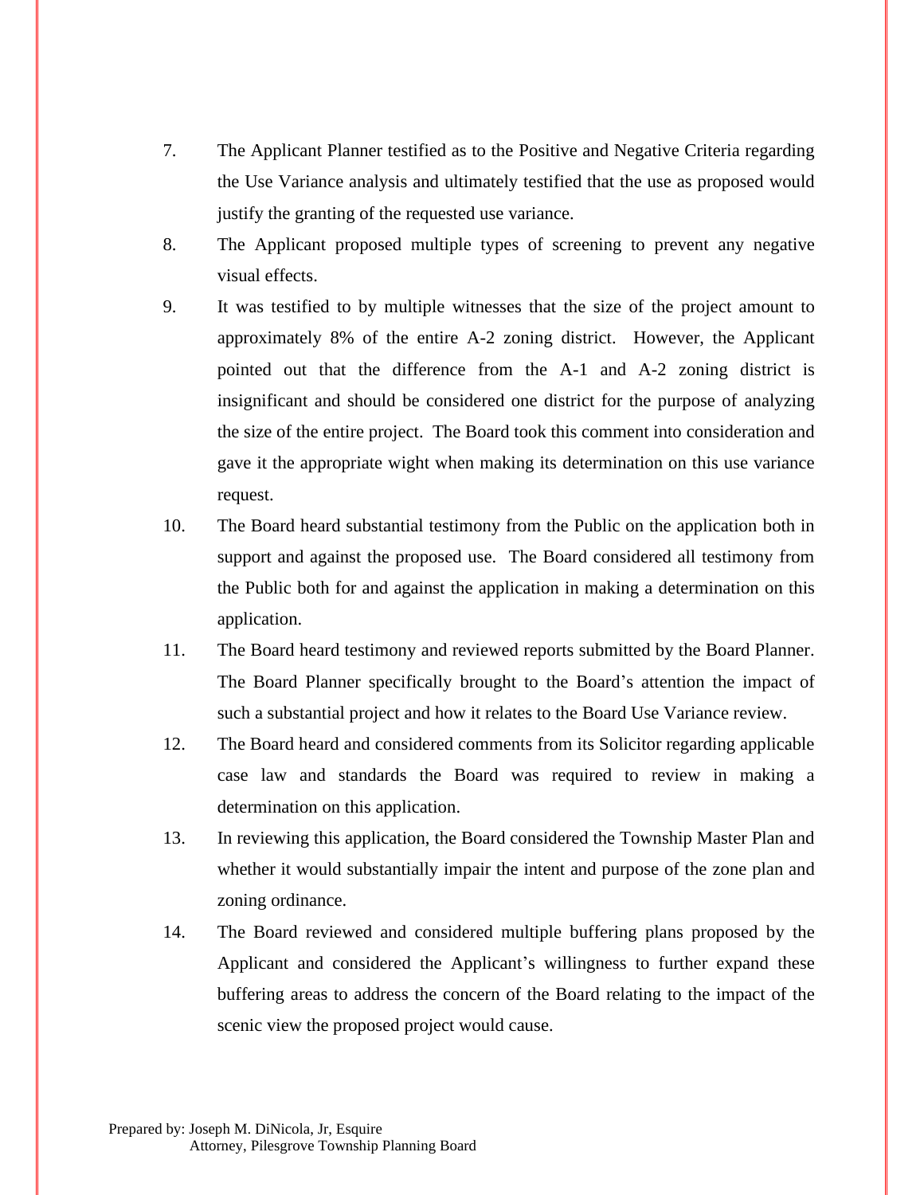7. The Applicant Planner testified as to the Positive and Negative Criteria regarding the Use Variance analysis and ultimately testified that the use as proposed would justify the granting of the requested use variance.

8. The Applicant proposed multiple types of screening to prevent any negative visual effects.

9. It was testified to by multiple witnesses that the size of the project amount to approximately 8% of the entire A-2 zoning district. However, the Applicant pointed out that the difference from the A-1 and A-2 zoning district is insignificant and should be considered one district for the purpose of analyzing the size of the entire project. The Board took this comment into consideration and gave it the appropriate wight when making its determination on this use variance request.

10. The Board heard substantial testimony from the Public on the application both in support and against the proposed use. The Board considered all testimony from the Public both for and against the application in making a determination on this application.

11. The Board heard testimony and reviewed reports submitted by the Board Planner. The Board Planner specifically brought to the Board's attention the impact of such a substantial project and how it relates to the Board Use Variance review.

12. The Board heard and considered comments from its Solicitor regarding applicable case law and standards the Board was required to review in making a determination on this application.

13. In reviewing this application, the Board considered the Township Master Plan and whether it would substantially impair the intent and purpose of the zone plan and zoning ordinance.

14. The Board reviewed and considered multiple buffering plans proposed by the Applicant and considered the Applicant's willingness to further expand these buffering areas to address the concern of the Board relating to the impact of the scenic view the proposed project would cause.

Prepared by: Joseph M. DiNicola, Jr, Esquire
Attorney, Pilesgrove Township Planning Board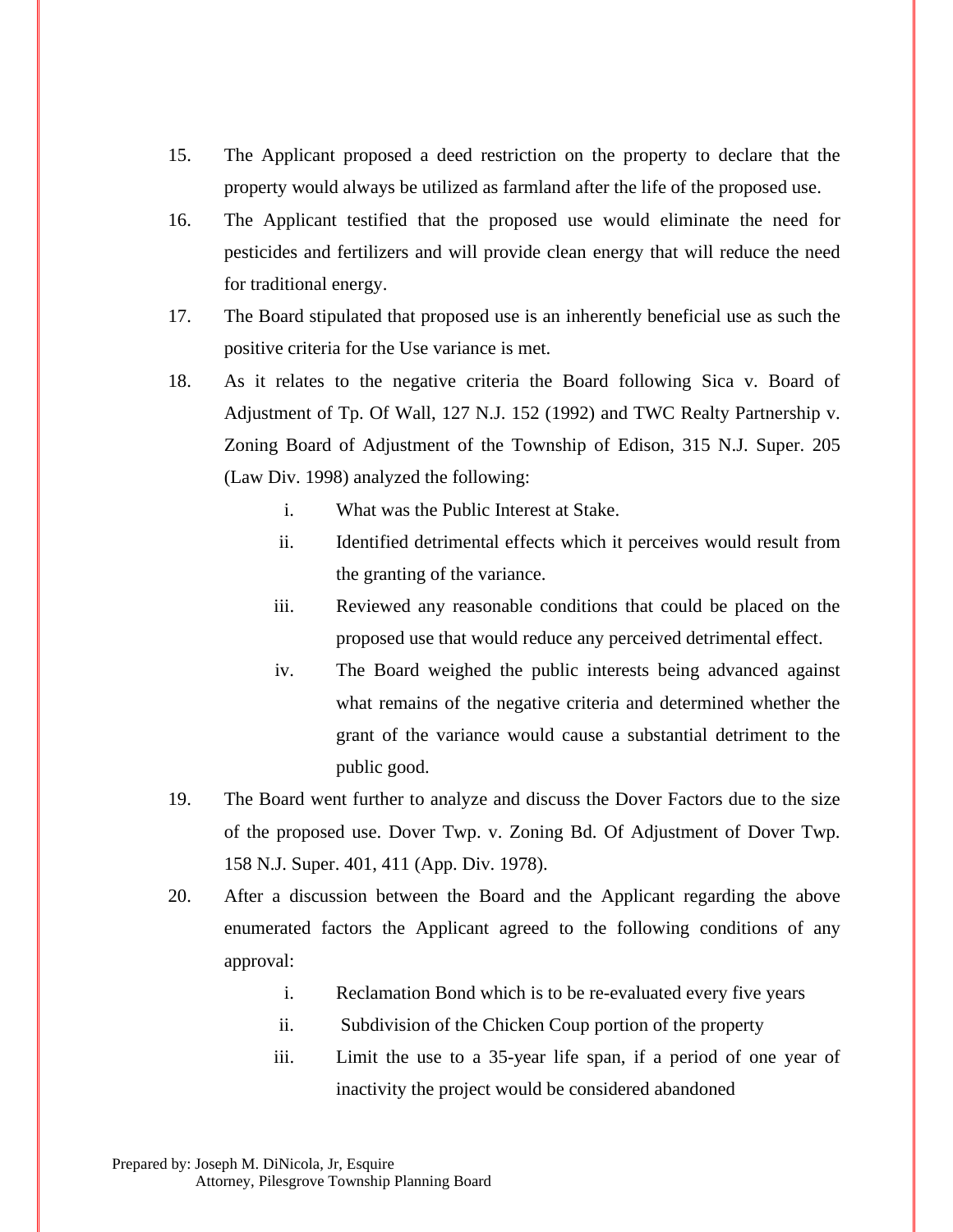15. The Applicant proposed a deed restriction on the property to declare that the property would always be utilized as farmland after the life of the proposed use.

16. The Applicant testified that the proposed use would eliminate the need for pesticides and fertilizers and will provide clean energy that will reduce the need for traditional energy.

17. The Board stipulated that proposed use is an inherently beneficial use as such the positive criteria for the Use variance is met.

18. As it relates to the negative criteria the Board following Sica v. Board of Adjustment of Tp. Of Wall, 127 N.J. 152 (1992) and TWC Realty Partnership v. Zoning Board of Adjustment of the Township of Edison, 315 N.J. Super. 205 (Law Div. 1998) analyzed the following:

    i. What was the Public Interest at Stake.

    ii. Identified detrimental effects which it perceives would result from the granting of the variance.

    iii. Reviewed any reasonable conditions that could be placed on the proposed use that would reduce any perceived detrimental effect.

    iv. The Board weighed the public interests being advanced against what remains of the negative criteria and determined whether the grant of the variance would cause a substantial detriment to the public good.

19. The Board went further to analyze and discuss the Dover Factors due to the size of the proposed use. Dover Twp. v. Zoning Bd. Of Adjustment of Dover Twp. 158 N.J. Super. 401, 411 (App. Div. 1978).

20. After a discussion between the Board and the Applicant regarding the above enumerated factors the Applicant agreed to the following conditions of any approval:

    i. Reclamation Bond which is to be re-evaluated every five years

    ii. Subdivision of the Chicken Coup portion of the property

    iii. Limit the use to a 35-year life span, if a period of one year of inactivity the project would be considered abandoned

Prepared by: Joseph M. DiNicola, Jr, Esquire
Attorney, Pilesgrove Township Planning Board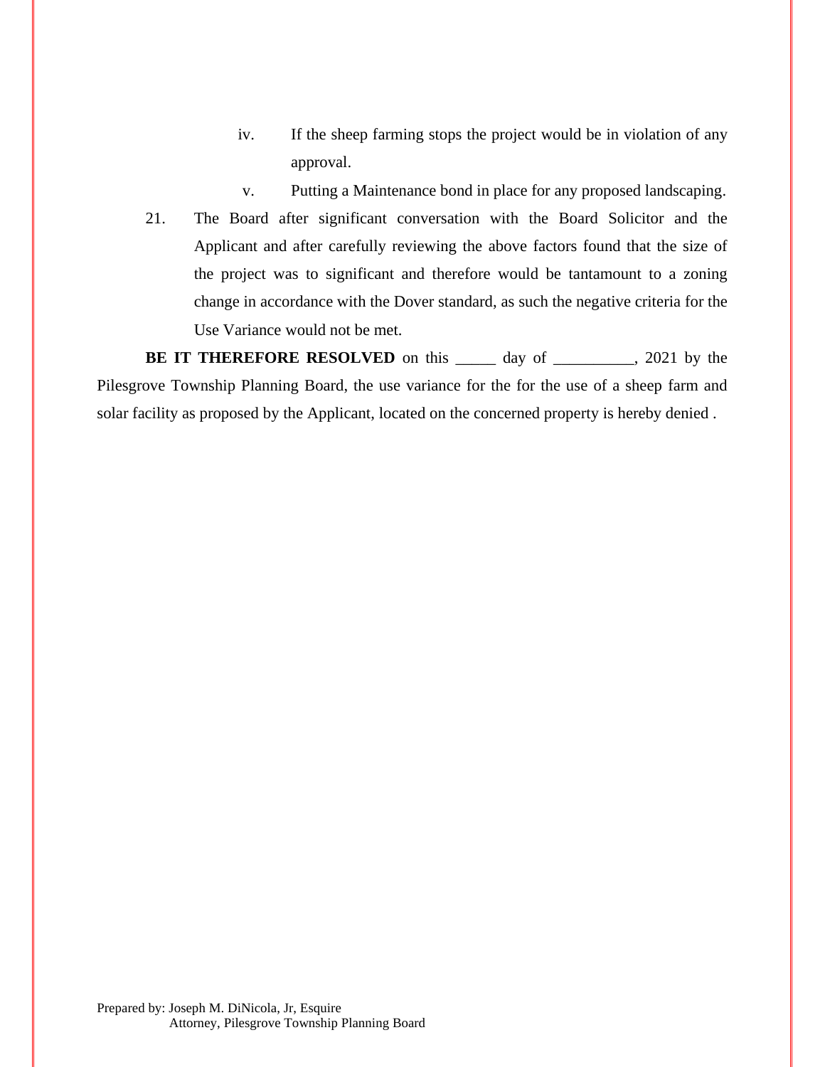iv. If the sheep farming stops the project would be in violation of any approval.

v. Putting a Maintenance bond in place for any proposed landscaping.

21. The Board after significant conversation with the Board Solicitor and the Applicant and after carefully reviewing the above factors found that the size of the project was to significant and therefore would be tantamount to a zoning change in accordance with the Dover standard, as such the negative criteria for the Use Variance would not be met.

**BE IT THEREFORE RESOLVED** on this _____ day of __________, 2021 by the Pilesgrove Township Planning Board, the use variance for the for the use of a sheep farm and solar facility as proposed by the Applicant, located on the concerned property is hereby denied .

Prepared by: Joseph M. DiNicola, Jr, Esquire
Attorney, Pilesgrove Township Planning Board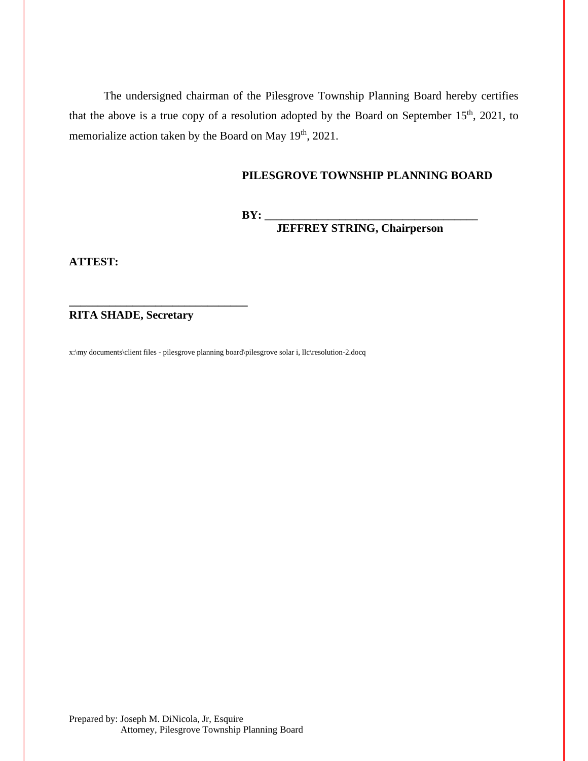The undersigned chairman of the Pilesgrove Township Planning Board hereby certifies that the above is a true copy of a resolution adopted by the Board on September 15th, 2021, to memorialize action taken by the Board on May 19th, 2021.

**PILESGROVE TOWNSHIP PLANNING BOARD**

**BY: _____________________________________**
**JEFFREY STRING, Chairperson**

**ATTEST:**

**_______________________________**
**RITA SHADE, Secretary**

x:\my documents\client files - pilesgrove planning board\pilesgrove solar i, llc\resolution-2.docq

Prepared by: Joseph M. DiNicola, Jr, Esquire
Attorney, Pilesgrove Township Planning Board